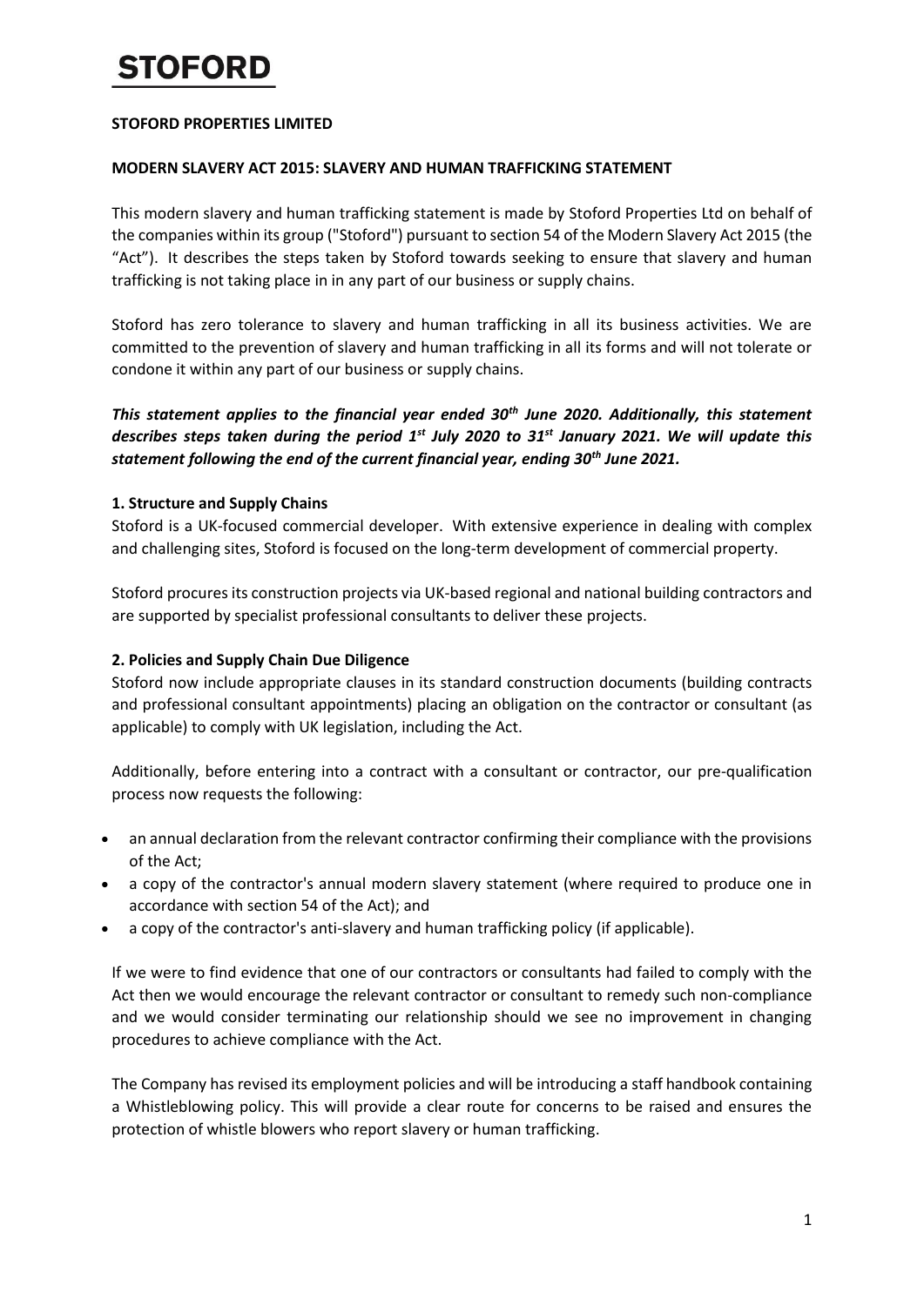# STOFORD

**STOFORD PROPERTIES LIMITED**

**MODERN SLAVERY ACT 2015: SLAVERY AND HUMAN TRAFFICKING STATEMENT**

This modern slavery and human trafficking statement is made by Stoford Properties Ltd on behalf of the companies within its group ("Stoford") pursuant to section 54 of the Modern Slavery Act 2015 (the "Act"). It describes the steps taken by Stoford towards seeking to ensure that slavery and human trafficking is not taking place in in any part of our business or supply chains.

Stoford has zero tolerance to slavery and human trafficking in all its business activities. We are committed to the prevention of slavery and human trafficking in all its forms and will not tolerate or condone it within any part of our business or supply chains.

***This statement applies to the financial year ended 30th June 2020. Additionally, this statement describes steps taken during the period 1st July 2020 to 31st January 2021. We will update this statement following the end of the current financial year, ending 30th June 2021.***

**1. Structure and Supply Chains**

Stoford is a UK-focused commercial developer. With extensive experience in dealing with complex and challenging sites, Stoford is focused on the long-term development of commercial property.

Stoford procures its construction projects via UK-based regional and national building contractors and are supported by specialist professional consultants to deliver these projects.

**2. Policies and Supply Chain Due Diligence**

Stoford now include appropriate clauses in its standard construction documents (building contracts and professional consultant appointments) placing an obligation on the contractor or consultant (as applicable) to comply with UK legislation, including the Act.

Additionally, before entering into a contract with a consultant or contractor, our pre-qualification process now requests the following:

- an annual declaration from the relevant contractor confirming their compliance with the provisions of the Act;
- a copy of the contractor's annual modern slavery statement (where required to produce one in accordance with section 54 of the Act); and
- a copy of the contractor's anti-slavery and human trafficking policy (if applicable).

If we were to find evidence that one of our contractors or consultants had failed to comply with the Act then we would encourage the relevant contractor or consultant to remedy such non-compliance and we would consider terminating our relationship should we see no improvement in changing procedures to achieve compliance with the Act.

The Company has revised its employment policies and will be introducing a staff handbook containing a Whistleblowing policy. This will provide a clear route for concerns to be raised and ensures the protection of whistle blowers who report slavery or human trafficking.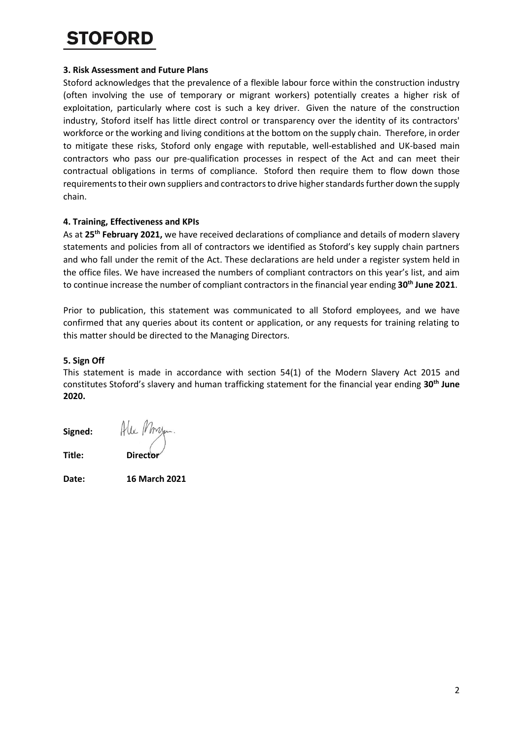**STOFORD**

**3. Risk Assessment and Future Plans**

Stoford acknowledges that the prevalence of a flexible labour force within the construction industry (often involving the use of temporary or migrant workers) potentially creates a higher risk of exploitation, particularly where cost is such a key driver. Given the nature of the construction industry, Stoford itself has little direct control or transparency over the identity of its contractors' workforce or the working and living conditions at the bottom on the supply chain. Therefore, in order to mitigate these risks, Stoford only engage with reputable, well-established and UK-based main contractors who pass our pre-qualification processes in respect of the Act and can meet their contractual obligations in terms of compliance. Stoford then require them to flow down those requirements to their own suppliers and contractors to drive higher standards further down the supply chain.

**4. Training, Effectiveness and KPIs**

As at **25th February 2021,** we have received declarations of compliance and details of modern slavery statements and policies from all of contractors we identified as Stoford's key supply chain partners and who fall under the remit of the Act. These declarations are held under a register system held in the office files. We have increased the numbers of compliant contractors on this year's list, and aim to continue increase the number of compliant contractors in the financial year ending **30th June 2021**.

Prior to publication, this statement was communicated to all Stoford employees, and we have confirmed that any queries about its content or application, or any requests for training relating to this matter should be directed to the Managing Directors.

**5. Sign Off**

This statement is made in accordance with section 54(1) of the Modern Slavery Act 2015 and constitutes Stoford's slavery and human trafficking statement for the financial year ending **30th June 2020.**

**Signed:**

**Title:** **Director**

**Date:** **16 March 2021**